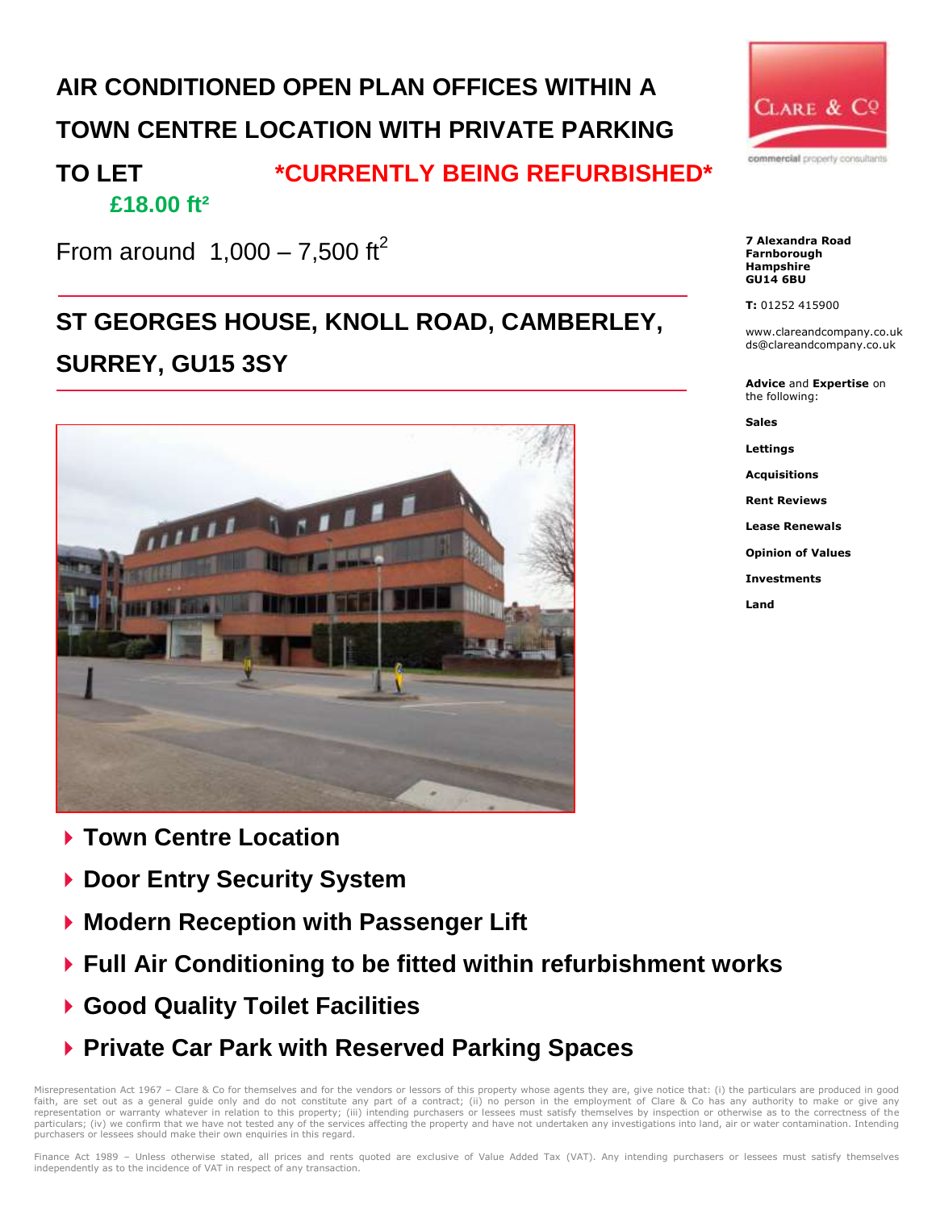# AIR CONDITIONED OPEN PLAN OFFICES WITHIN A TOWN CENTRE LOCATION WITH PRIVATE PARKING

**TO LET** **\*CURRENTLY BEING REFURBISHED\***

**£18.00 ft²**

From around 1,000 – 7,500 ft²

## ST GEORGES HOUSE, KNOLL ROAD, CAMBERLEY, SURREY, GU15 3SY

- **Town Centre Location**
- **Door Entry Security System**
- **Modern Reception with Passenger Lift**
- **Full Air Conditioning to be fitted within refurbishment works**
- **Good Quality Toilet Facilities**
- **Private Car Park with Reserved Parking Spaces**

CLARE & Co
commercial property consultants

**7 Alexandra Road**
**Farnborough**
**Hampshire**
**GU14 6BU**

**T:** 01252 415900

www.clareandcompany.co.uk
ds@clareandcompany.co.uk

**Advice** and **Expertise** on the following:

**Sales**

**Lettings**

**Acquisitions**

**Rent Reviews**

**Lease Renewals**

**Opinion of Values**

**Investments**

**Land**

Misrepresentation Act 1967 – Clare & Co for themselves and for the vendors or lessors of this property whose agents they are, give notice that: (i) the particulars are produced in good faith, are set out as a general guide only and do not constitute any part of a contract; (ii) no person in the employment of Clare & Co has any authority to make or give any representation or warranty whatever in relation to this property; (iii) intending purchasers or lessees must satisfy themselves by inspection or otherwise as to the correctness of the particulars; (iv) we confirm that we have not tested any of the services affecting the property and have not undertaken any investigations into land, air or water contamination. Intending purchasers or lessees should make their own enquiries in this regard.

Finance Act 1989 – Unless otherwise stated, all prices and rents quoted are exclusive of Value Added Tax (VAT). Any intending purchasers or lessees must satisfy themselves independently as to the incidence of VAT in respect of any transaction.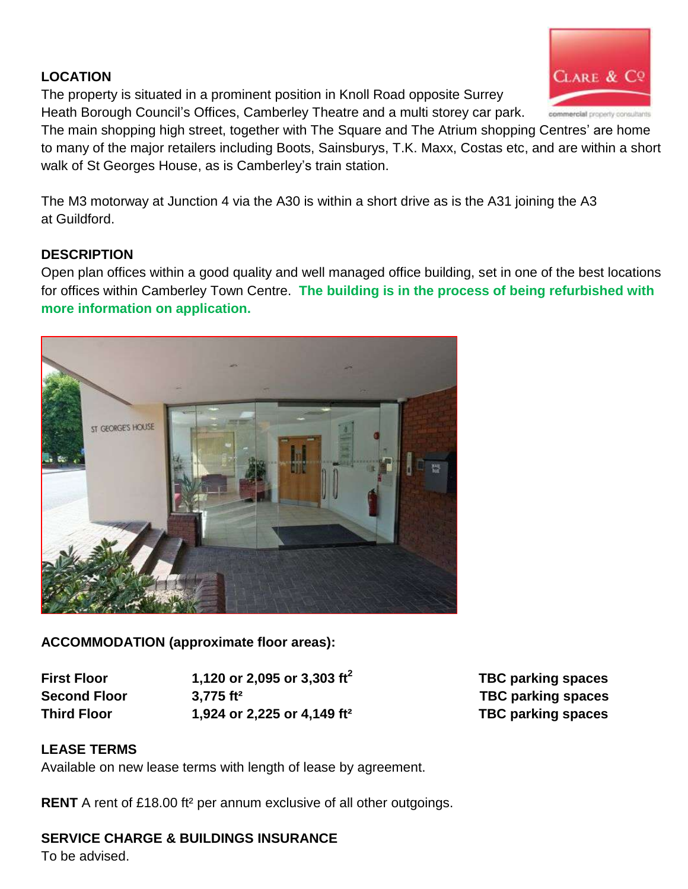## LOCATION

The property is situated in a prominent position in Knoll Road opposite Surrey Heath Borough Council's Offices, Camberley Theatre and a multi storey car park. The main shopping high street, together with The Square and The Atrium shopping Centres' are home to many of the major retailers including Boots, Sainsburys, T.K. Maxx, Costas etc, and are within a short walk of St Georges House, as is Camberley's train station.

The M3 motorway at Junction 4 via the A30 is within a short drive as is the A31 joining the A3 at Guildford.

## DESCRIPTION

Open plan offices within a good quality and well managed office building, set in one of the best locations for offices within Camberley Town Centre. **The building is in the process of being refurbished with more information on application.**

## ACCOMMODATION (approximate floor areas):

| | | |
|---|---|---|
| **First Floor** | **1,120 or 2,095 or 3,303 ft²** | **TBC parking spaces** |
| **Second Floor** | **3,775 ft²** | **TBC parking spaces** |
| **Third Floor** | **1,924 or 2,225 or 4,149 ft²** | **TBC parking spaces** |

## LEASE TERMS

Available on new lease terms with length of lease by agreement.

**RENT** A rent of £18.00 ft² per annum exclusive of all other outgoings.

## SERVICE CHARGE & BUILDINGS INSURANCE

To be advised.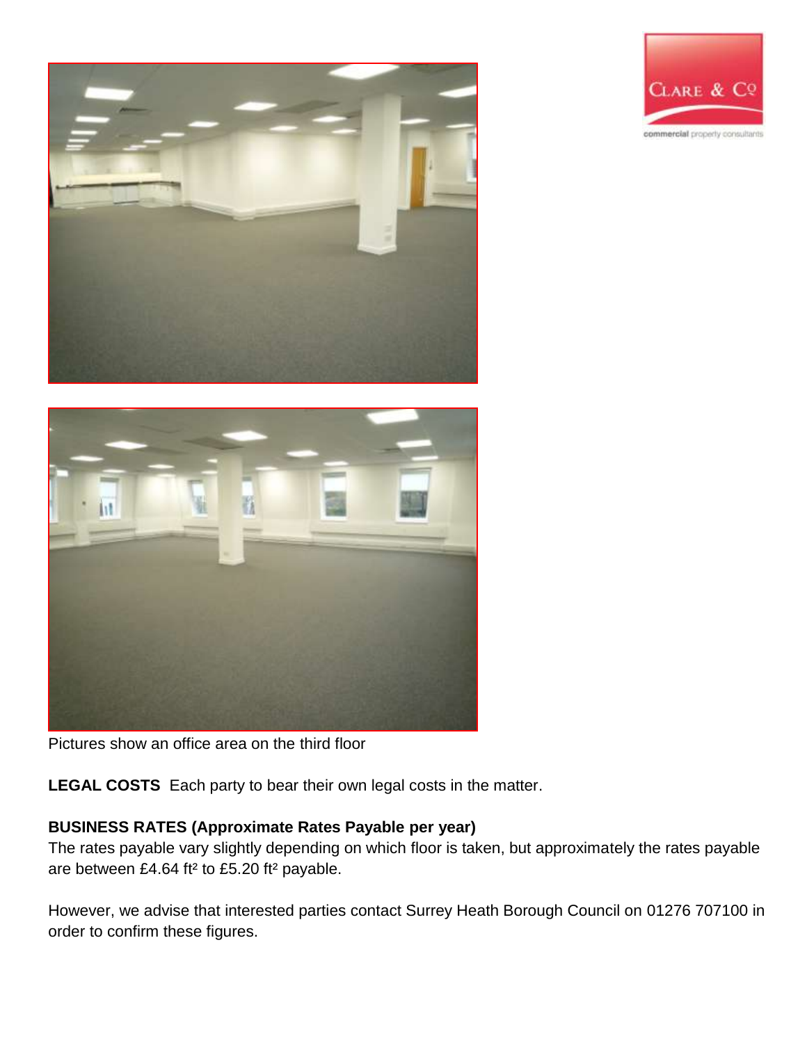Pictures show an office area on the third floor

**LEGAL COSTS** Each party to bear their own legal costs in the matter.

**BUSINESS RATES (Approximate Rates Payable per year)**

The rates payable vary slightly depending on which floor is taken, but approximately the rates payable are between £4.64 ft² to £5.20 ft² payable.

However, we advise that interested parties contact Surrey Heath Borough Council on 01276 707100 in order to confirm these figures.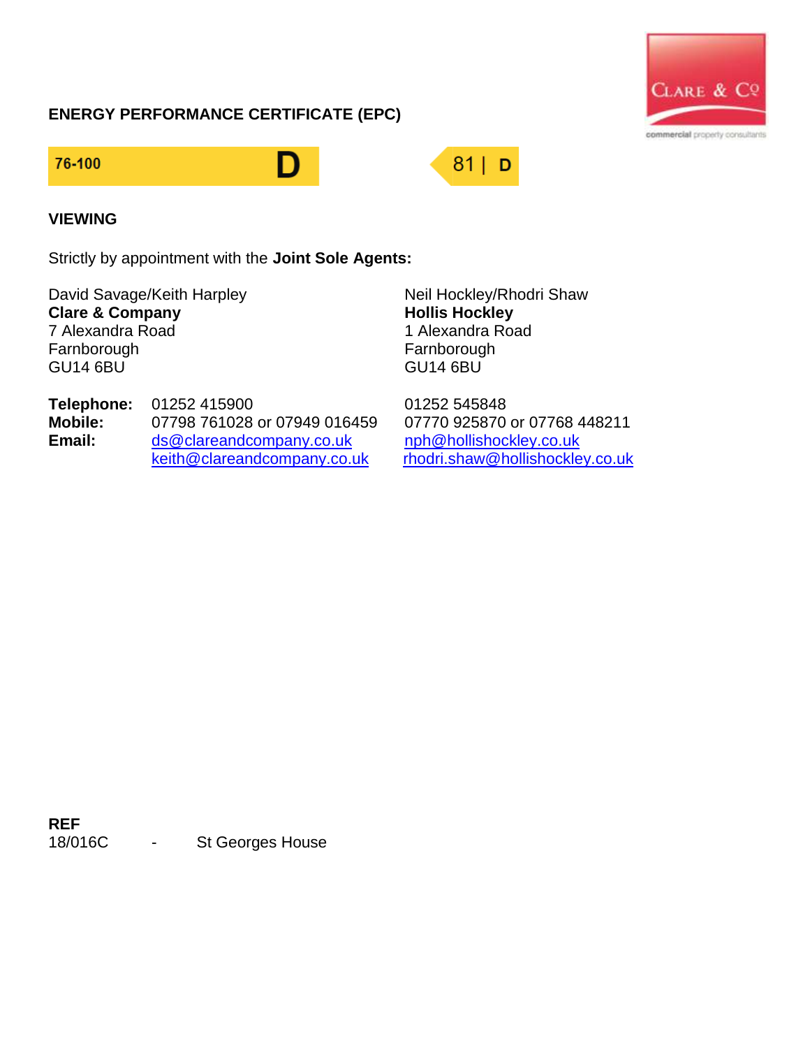## ENERGY PERFORMANCE CERTIFICATE (EPC)

76-100 D

81 | D

## VIEWING

Strictly by appointment with the **Joint Sole Agents:**

David Savage/Keith Harpley
**Clare & Company**
7 Alexandra Road
Farnborough
GU14 6BU

Neil Hockley/Rhodri Shaw
**Hollis Hockley**
1 Alexandra Road
Farnborough
GU14 6BU

| | Clare & Company | Hollis Hockley |
|---|---|---|
| **Telephone:** | 01252 415900 | 01252 545848 |
| **Mobile:** | 07798 761028 or 07949 016459 | 07770 925870 or 07768 448211 |
| **Email:** | ds@clareandcompany.co.uk<br>keith@clareandcompany.co.uk | nph@hollishockley.co.uk<br>rhodri.shaw@hollishockley.co.uk |

**REF**
18/016C - St Georges House